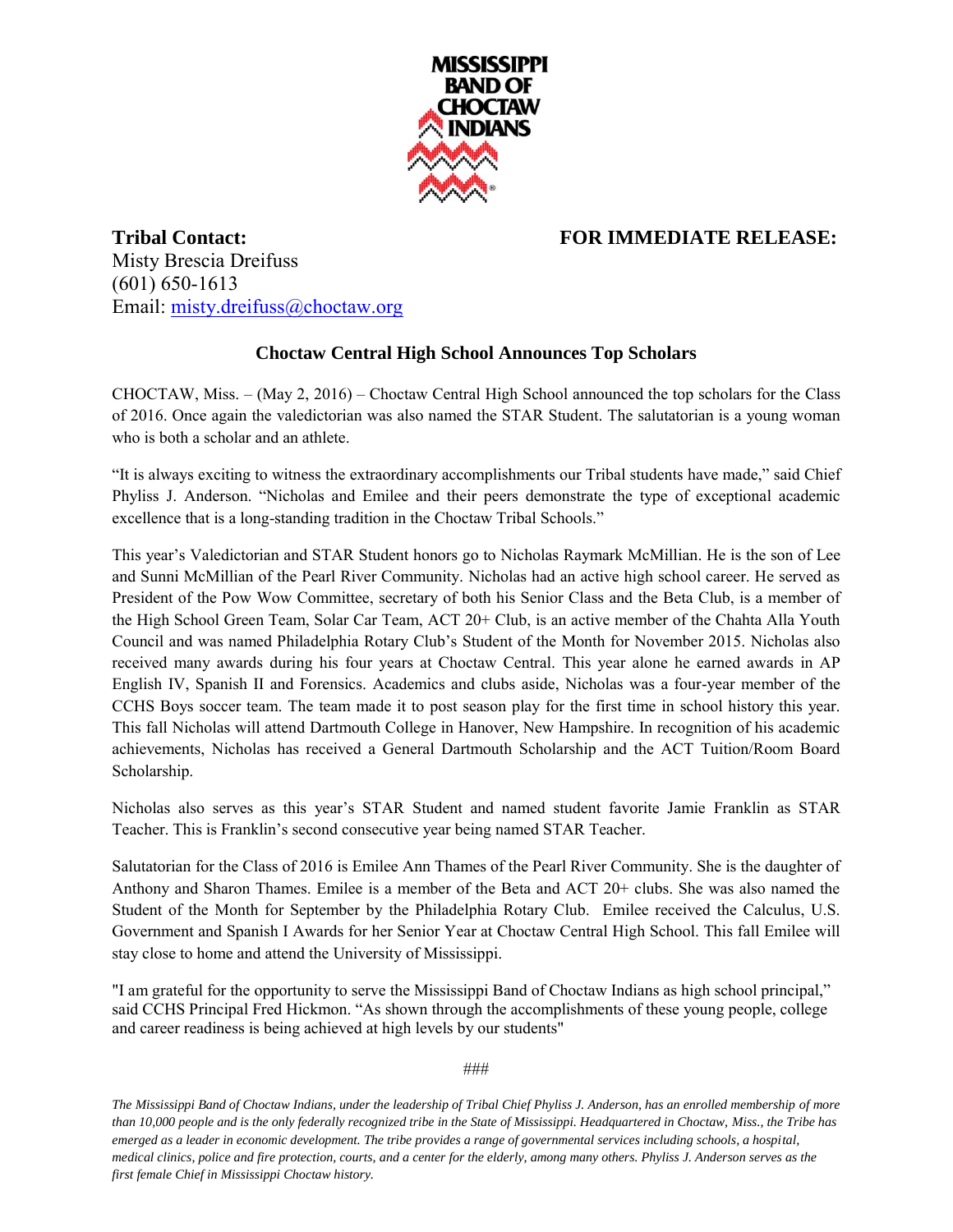MISSISSIPPI BAND OF CHOCTAW INDIANS

**Tribal Contact:**
Misty Brescia Dreifuss
(601) 650-1613
Email: [misty.dreifuss@choctaw.org](mailto:misty.dreifuss@choctaw.org)

**FOR IMMEDIATE RELEASE:**

## Choctaw Central High School Announces Top Scholars

CHOCTAW, Miss. – (May 2, 2016) – Choctaw Central High School announced the top scholars for the Class of 2016. Once again the valedictorian was also named the STAR Student. The salutatorian is a young woman who is both a scholar and an athlete.

"It is always exciting to witness the extraordinary accomplishments our Tribal students have made," said Chief Phyliss J. Anderson. "Nicholas and Emilee and their peers demonstrate the type of exceptional academic excellence that is a long-standing tradition in the Choctaw Tribal Schools."

This year's Valedictorian and STAR Student honors go to Nicholas Raymark McMillian. He is the son of Lee and Sunni McMillian of the Pearl River Community. Nicholas had an active high school career. He served as President of the Pow Wow Committee, secretary of both his Senior Class and the Beta Club, is a member of the High School Green Team, Solar Car Team, ACT 20+ Club, is an active member of the Chahta Alla Youth Council and was named Philadelphia Rotary Club's Student of the Month for November 2015. Nicholas also received many awards during his four years at Choctaw Central. This year alone he earned awards in AP English IV, Spanish II and Forensics. Academics and clubs aside, Nicholas was a four-year member of the CCHS Boys soccer team. The team made it to post season play for the first time in school history this year. This fall Nicholas will attend Dartmouth College in Hanover, New Hampshire. In recognition of his academic achievements, Nicholas has received a General Dartmouth Scholarship and the ACT Tuition/Room Board Scholarship.

Nicholas also serves as this year's STAR Student and named student favorite Jamie Franklin as STAR Teacher. This is Franklin's second consecutive year being named STAR Teacher.

Salutatorian for the Class of 2016 is Emilee Ann Thames of the Pearl River Community. She is the daughter of Anthony and Sharon Thames. Emilee is a member of the Beta and ACT 20+ clubs. She was also named the Student of the Month for September by the Philadelphia Rotary Club. Emilee received the Calculus, U.S. Government and Spanish I Awards for her Senior Year at Choctaw Central High School. This fall Emilee will stay close to home and attend the University of Mississippi.

"I am grateful for the opportunity to serve the Mississippi Band of Choctaw Indians as high school principal," said CCHS Principal Fred Hickmon. "As shown through the accomplishments of these young people, college and career readiness is being achieved at high levels by our students"

###

*The Mississippi Band of Choctaw Indians, under the leadership of Tribal Chief Phyliss J. Anderson, has an enrolled membership of more than 10,000 people and is the only federally recognized tribe in the State of Mississippi. Headquartered in Choctaw, Miss., the Tribe has emerged as a leader in economic development. The tribe provides a range of governmental services including schools, a hospital, medical clinics, police and fire protection, courts, and a center for the elderly, among many others. Phyliss J. Anderson serves as the first female Chief in Mississippi Choctaw history.*